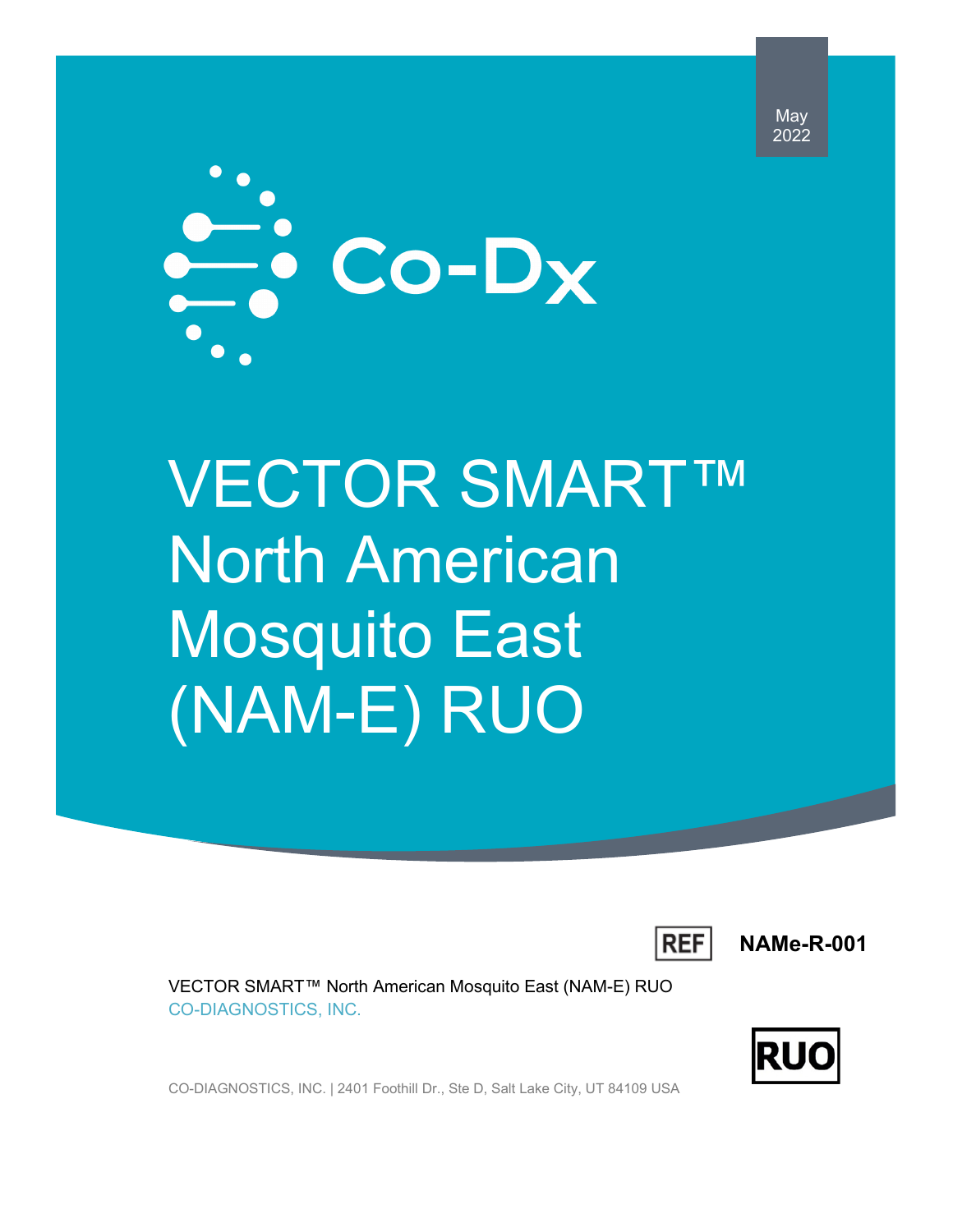May 2022

Co-Dx

# VECTOR SMART™ North American Mosquito East (NAM-E) RUO

REF **NAMe-R-001**

VECTOR SMART™ North American Mosquito East (NAM-E) RUO

CO-DIAGNOSTICS, INC.

RUO

CO-DIAGNOSTICS, INC. | 2401 Foothill Dr., Ste D, Salt Lake City, UT 84109 USA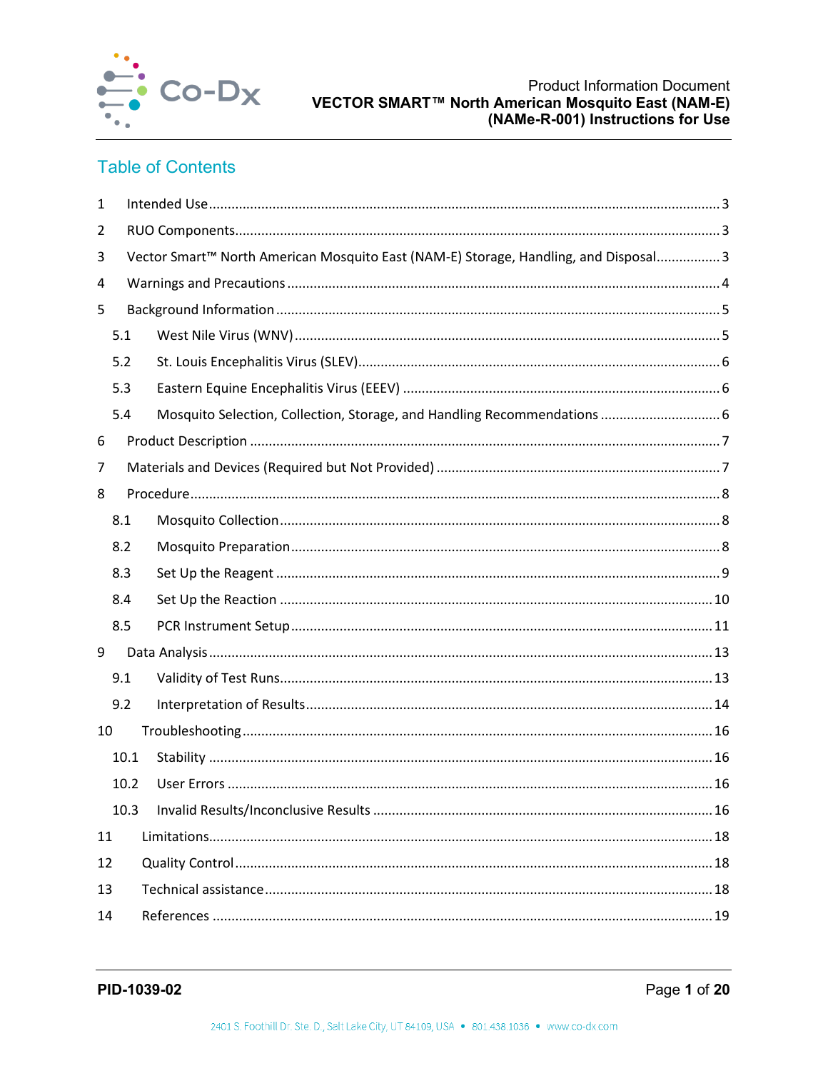## Table of Contents

1 Intended Use ... 3

2 RUO Components ... 3

3 Vector Smart™ North American Mosquito East (NAM-E) Storage, Handling, and Disposal ... 3

4 Warnings and Precautions ... 4

5 Background Information ... 5

- 5.1 West Nile Virus (WNV) ... 5
- 5.2 St. Louis Encephalitis Virus (SLEV) ... 6
- 5.3 Eastern Equine Encephalitis Virus (EEEV) ... 6
- 5.4 Mosquito Selection, Collection, Storage, and Handling Recommendations ... 6

6 Product Description ... 7

7 Materials and Devices (Required but Not Provided) ... 7

8 Procedure ... 8

- 8.1 Mosquito Collection ... 8
- 8.2 Mosquito Preparation ... 8
- 8.3 Set Up the Reagent ... 9
- 8.4 Set Up the Reaction ... 10
- 8.5 PCR Instrument Setup ... 11

9 Data Analysis ... 13

- 9.1 Validity of Test Runs ... 13
- 9.2 Interpretation of Results ... 14

10 Troubleshooting ... 16

- 10.1 Stability ... 16
- 10.2 User Errors ... 16
- 10.3 Invalid Results/Inconclusive Results ... 16

11 Limitations ... 18

12 Quality Control ... 18

13 Technical assistance ... 18

14 References ... 19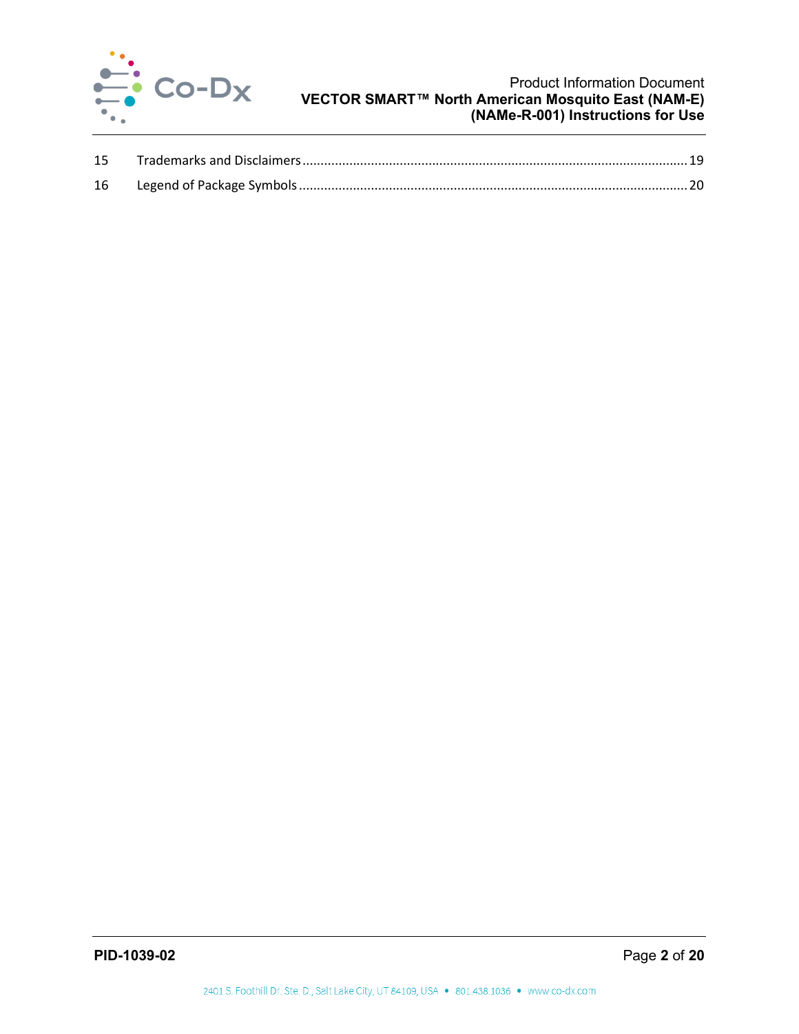15 Trademarks and Disclaimers ........................................................................................................ 19

16 Legend of Package Symbols ........................................................................................................ 20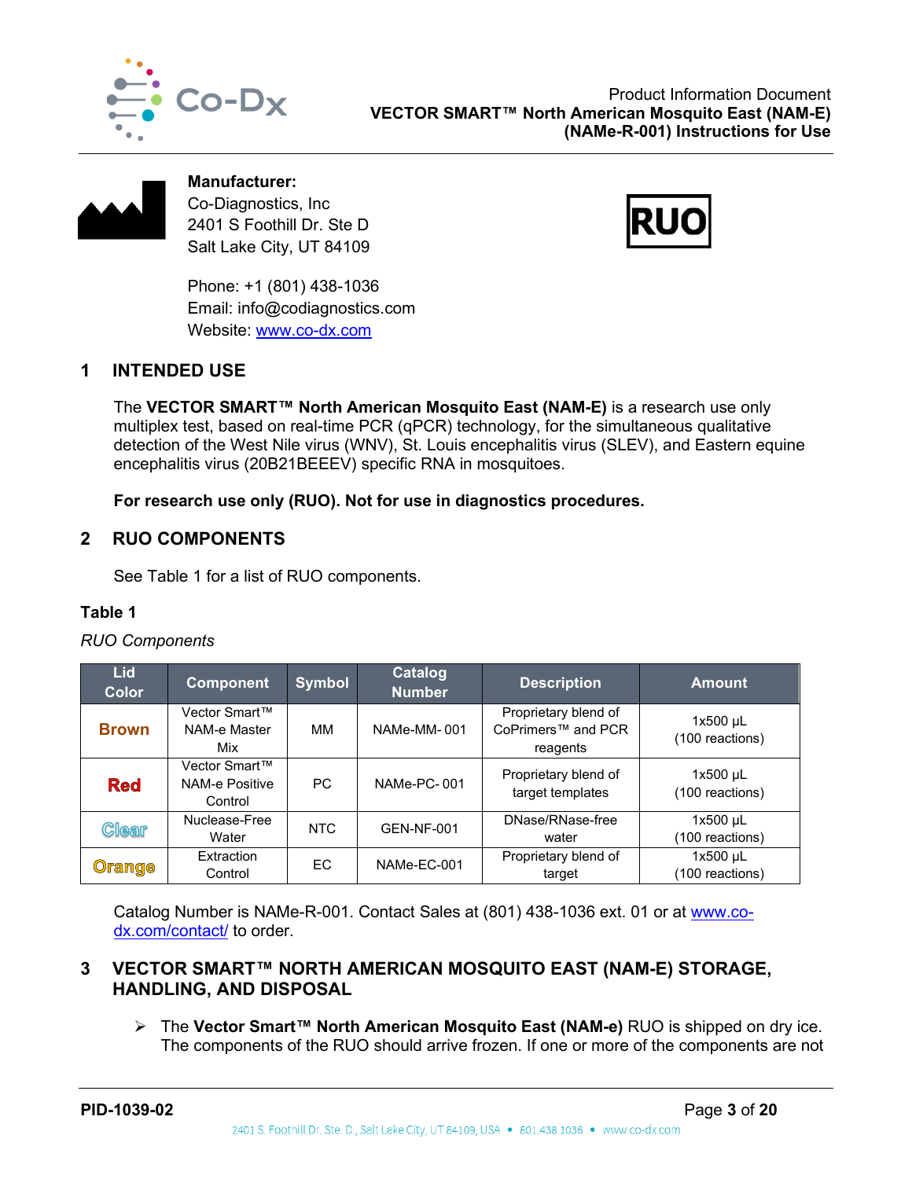**Manufacturer:**
Co-Diagnostics, Inc
2401 S Foothill Dr. Ste D
Salt Lake City, UT 84109

Phone: +1 (801) 438-1036
Email: info@codiagnostics.com
Website: www.co-dx.com

RUO

## 1 INTENDED USE

The **VECTOR SMART™ North American Mosquito East (NAM-E)** is a research use only multiplex test, based on real-time PCR (qPCR) technology, for the simultaneous qualitative detection of the West Nile virus (WNV), St. Louis encephalitis virus (SLEV), and Eastern equine encephalitis virus (20B21BEEEV) specific RNA in mosquitoes.

**For research use only (RUO). Not for use in diagnostics procedures.**

## 2 RUO COMPONENTS

See Table 1 for a list of RUO components.

**Table 1**

*RUO Components*

| Lid Color | Component | Symbol | Catalog Number | Description | Amount |
|---|---|---|---|---|---|
| Brown | Vector Smart™ NAM-e Master Mix | MM | NAMe-MM- 001 | Proprietary blend of CoPrimers™ and PCR reagents | 1x500 µL (100 reactions) |
| Red | Vector Smart™ NAM-e Positive Control | PC | NAMe-PC- 001 | Proprietary blend of target templates | 1x500 µL (100 reactions) |
| Clear | Nuclease-Free Water | NTC | GEN-NF-001 | DNase/RNase-free water | 1x500 µL (100 reactions) |
| Orange | Extraction Control | EC | NAMe-EC-001 | Proprietary blend of target | 1x500 µL (100 reactions) |

Catalog Number is NAMe-R-001. Contact Sales at (801) 438-1036 ext. 01 or at www.co-dx.com/contact/ to order.

## 3 VECTOR SMART™ NORTH AMERICAN MOSQUITO EAST (NAM-E) STORAGE, HANDLING, AND DISPOSAL

- The **Vector Smart™ North American Mosquito East (NAM-e)** RUO is shipped on dry ice. The components of the RUO should arrive frozen. If one or more of the components are not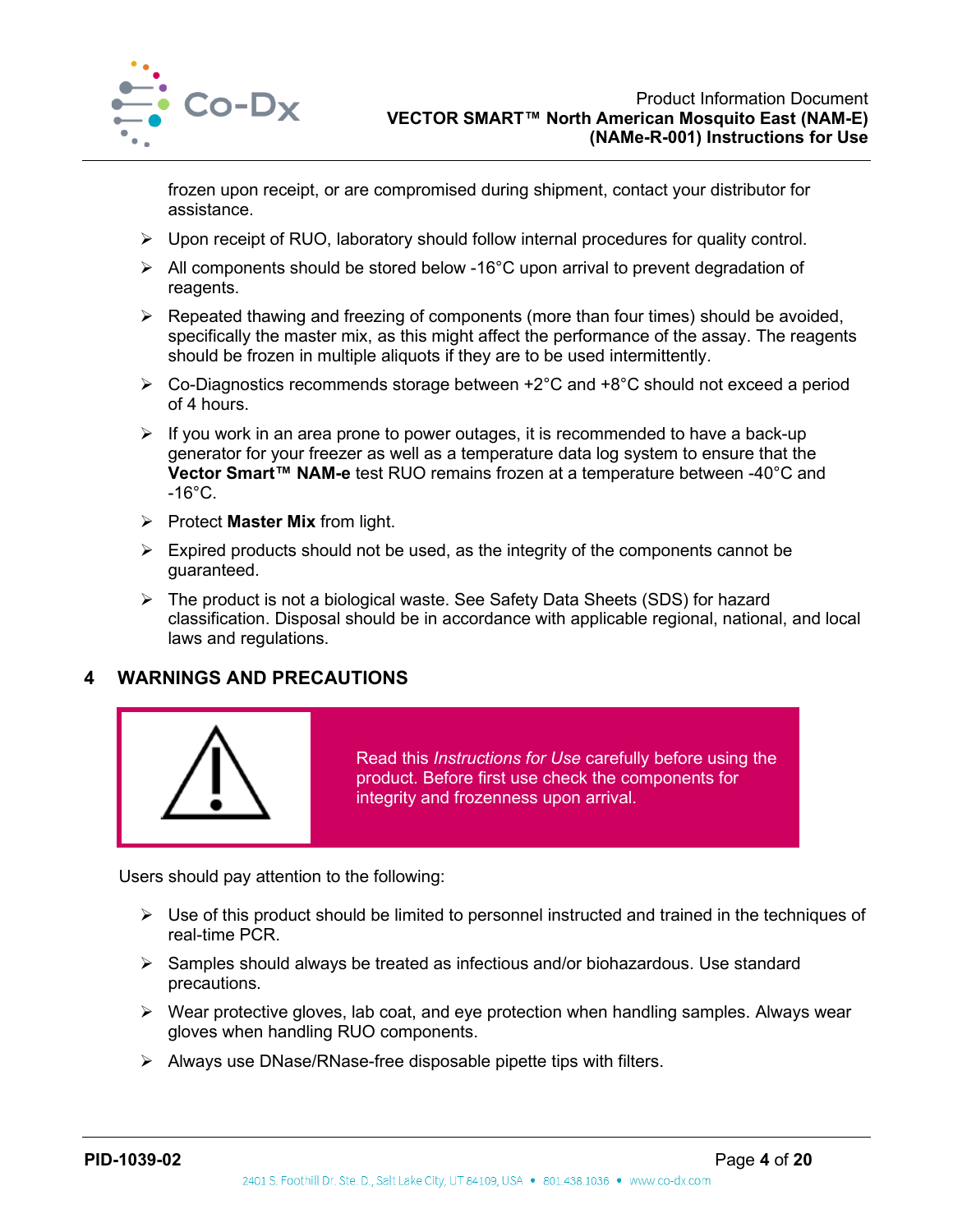frozen upon receipt, or are compromised during shipment, contact your distributor for assistance.

- Upon receipt of RUO, laboratory should follow internal procedures for quality control.
- All components should be stored below -16°C upon arrival to prevent degradation of reagents.
- Repeated thawing and freezing of components (more than four times) should be avoided, specifically the master mix, as this might affect the performance of the assay. The reagents should be frozen in multiple aliquots if they are to be used intermittently.
- Co-Diagnostics recommends storage between +2°C and +8°C should not exceed a period of 4 hours.
- If you work in an area prone to power outages, it is recommended to have a back-up generator for your freezer as well as a temperature data log system to ensure that the **Vector Smart™ NAM-e** test RUO remains frozen at a temperature between -40°C and -16°C.
- Protect **Master Mix** from light.
- Expired products should not be used, as the integrity of the components cannot be guaranteed.
- The product is not a biological waste. See Safety Data Sheets (SDS) for hazard classification. Disposal should be in accordance with applicable regional, national, and local laws and regulations.

## 4 WARNINGS AND PRECAUTIONS

Read this *Instructions for Use* carefully before using the product. Before first use check the components for integrity and frozenness upon arrival.

Users should pay attention to the following:

- Use of this product should be limited to personnel instructed and trained in the techniques of real-time PCR.
- Samples should always be treated as infectious and/or biohazardous. Use standard precautions.
- Wear protective gloves, lab coat, and eye protection when handling samples. Always wear gloves when handling RUO components.
- Always use DNase/RNase-free disposable pipette tips with filters.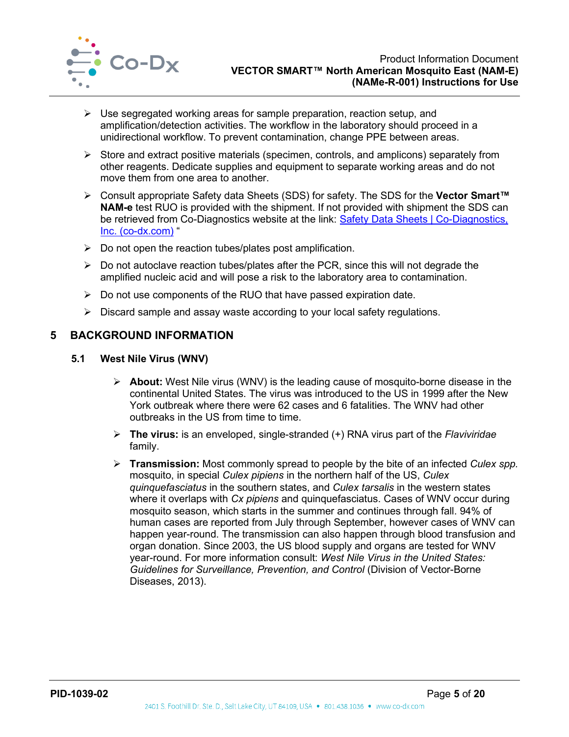- Use segregated working areas for sample preparation, reaction setup, and amplification/detection activities. The workflow in the laboratory should proceed in a unidirectional workflow. To prevent contamination, change PPE between areas.
- Store and extract positive materials (specimen, controls, and amplicons) separately from other reagents. Dedicate supplies and equipment to separate working areas and do not move them from one area to another.
- Consult appropriate Safety data Sheets (SDS) for safety. The SDS for the **Vector Smart™ NAM-e** test RUO is provided with the shipment. If not provided with shipment the SDS can be retrieved from Co-Diagnostics website at the link: [Safety Data Sheets | Co-Diagnostics, Inc. (co-dx.com)](Safety Data Sheets | Co-Diagnostics, Inc. (co-dx.com)) “
- Do not open the reaction tubes/plates post amplification.
- Do not autoclave reaction tubes/plates after the PCR, since this will not degrade the amplified nucleic acid and will pose a risk to the laboratory area to contamination.
- Do not use components of the RUO that have passed expiration date.
- Discard sample and assay waste according to your local safety regulations.

# 5 BACKGROUND INFORMATION

## 5.1 West Nile Virus (WNV)

- **About:** West Nile virus (WNV) is the leading cause of mosquito-borne disease in the continental United States. The virus was introduced to the US in 1999 after the New York outbreak where there were 62 cases and 6 fatalities. The WNV had other outbreaks in the US from time to time.
- **The virus:** is an enveloped, single-stranded (+) RNA virus part of the *Flaviviridae* family.
- **Transmission:** Most commonly spread to people by the bite of an infected *Culex spp.* mosquito, in special *Culex pipiens* in the northern half of the US, *Culex quinquefasciatus* in the southern states, and *Culex tarsalis* in the western states where it overlaps with *Cx pipiens* and quinquefasciatus. Cases of WNV occur during mosquito season, which starts in the summer and continues through fall. 94% of human cases are reported from July through September, however cases of WNV can happen year-round. The transmission can also happen through blood transfusion and organ donation. Since 2003, the US blood supply and organs are tested for WNV year-round. For more information consult: *West Nile Virus in the United States: Guidelines for Surveillance, Prevention, and Control* (Division of Vector-Borne Diseases, 2013).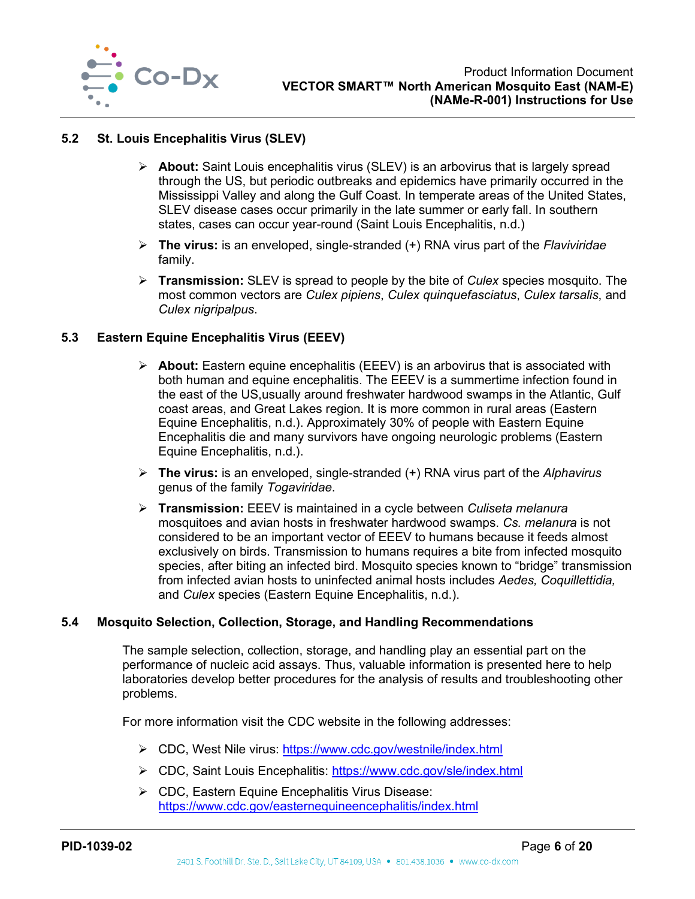### 5.2 St. Louis Encephalitis Virus (SLEV)

- **About:** Saint Louis encephalitis virus (SLEV) is an arbovirus that is largely spread through the US, but periodic outbreaks and epidemics have primarily occurred in the Mississippi Valley and along the Gulf Coast. In temperate areas of the United States, SLEV disease cases occur primarily in the late summer or early fall. In southern states, cases can occur year-round (Saint Louis Encephalitis, n.d.)
- **The virus:** is an enveloped, single-stranded (+) RNA virus part of the *Flaviviridae* family.
- **Transmission:** SLEV is spread to people by the bite of *Culex* species mosquito. The most common vectors are *Culex pipiens*, *Culex quinquefasciatus*, *Culex tarsalis*, and *Culex nigripalpus*.

### 5.3 Eastern Equine Encephalitis Virus (EEEV)

- **About:** Eastern equine encephalitis (EEEV) is an arbovirus that is associated with both human and equine encephalitis. The EEEV is a summertime infection found in the east of the US,usually around freshwater hardwood swamps in the Atlantic, Gulf coast areas, and Great Lakes region. It is more common in rural areas (Eastern Equine Encephalitis, n.d.). Approximately 30% of people with Eastern Equine Encephalitis die and many survivors have ongoing neurologic problems (Eastern Equine Encephalitis, n.d.).
- **The virus:** is an enveloped, single-stranded (+) RNA virus part of the *Alphavirus* genus of the family *Togaviridae*.
- **Transmission:** EEEV is maintained in a cycle between *Culiseta melanura* mosquitoes and avian hosts in freshwater hardwood swamps. *Cs. melanura* is not considered to be an important vector of EEEV to humans because it feeds almost exclusively on birds. Transmission to humans requires a bite from infected mosquito species, after biting an infected bird. Mosquito species known to "bridge" transmission from infected avian hosts to uninfected animal hosts includes *Aedes, Coquillettidia,* and *Culex* species (Eastern Equine Encephalitis, n.d.).

### 5.4 Mosquito Selection, Collection, Storage, and Handling Recommendations

The sample selection, collection, storage, and handling play an essential part on the performance of nucleic acid assays. Thus, valuable information is presented here to help laboratories develop better procedures for the analysis of results and troubleshooting other problems.

For more information visit the CDC website in the following addresses:

- CDC, West Nile virus: https://www.cdc.gov/westnile/index.html
- CDC, Saint Louis Encephalitis: https://www.cdc.gov/sle/index.html
- CDC, Eastern Equine Encephalitis Virus Disease: https://www.cdc.gov/easternequineencephalitis/index.html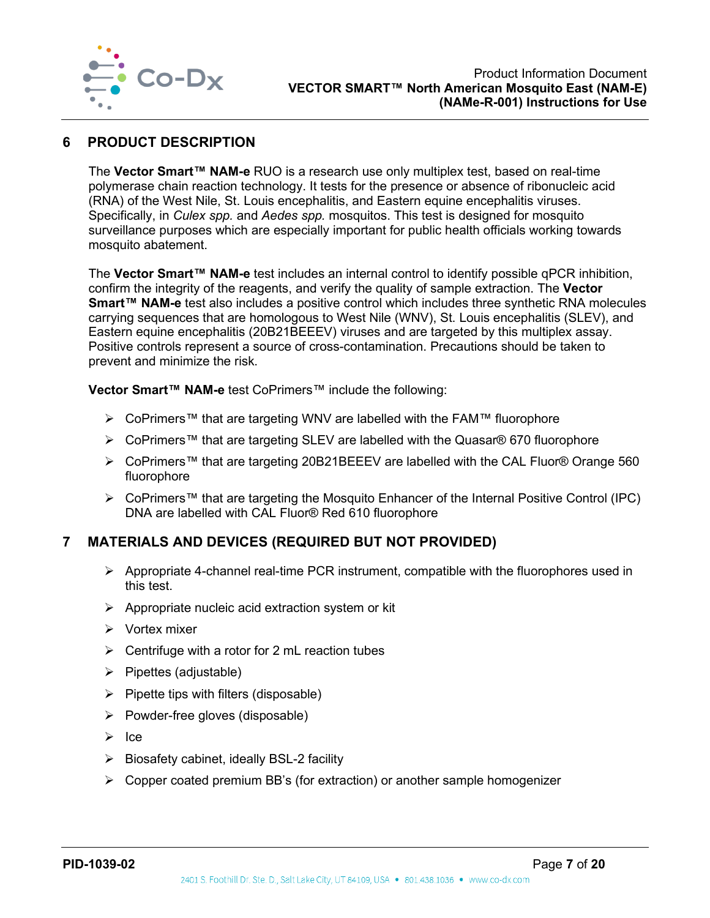## 6 PRODUCT DESCRIPTION

The **Vector Smart™ NAM-e** RUO is a research use only multiplex test, based on real-time polymerase chain reaction technology. It tests for the presence or absence of ribonucleic acid (RNA) of the West Nile, St. Louis encephalitis, and Eastern equine encephalitis viruses. Specifically, in *Culex spp.* and *Aedes spp.* mosquitos. This test is designed for mosquito surveillance purposes which are especially important for public health officials working towards mosquito abatement.

The **Vector Smart™ NAM-e** test includes an internal control to identify possible qPCR inhibition, confirm the integrity of the reagents, and verify the quality of sample extraction. The **Vector Smart™ NAM-e** test also includes a positive control which includes three synthetic RNA molecules carrying sequences that are homologous to West Nile (WNV), St. Louis encephalitis (SLEV), and Eastern equine encephalitis (20B21BEEEV) viruses and are targeted by this multiplex assay. Positive controls represent a source of cross-contamination. Precautions should be taken to prevent and minimize the risk.

**Vector Smart™ NAM-e** test CoPrimers™ include the following:

- CoPrimers™ that are targeting WNV are labelled with the FAM™ fluorophore
- CoPrimers™ that are targeting SLEV are labelled with the Quasar® 670 fluorophore
- CoPrimers™ that are targeting 20B21BEEEV are labelled with the CAL Fluor® Orange 560 fluorophore
- CoPrimers™ that are targeting the Mosquito Enhancer of the Internal Positive Control (IPC) DNA are labelled with CAL Fluor® Red 610 fluorophore

## 7 MATERIALS AND DEVICES (REQUIRED BUT NOT PROVIDED)

- Appropriate 4-channel real-time PCR instrument, compatible with the fluorophores used in this test.
- Appropriate nucleic acid extraction system or kit
- Vortex mixer
- Centrifuge with a rotor for 2 mL reaction tubes
- Pipettes (adjustable)
- Pipette tips with filters (disposable)
- Powder-free gloves (disposable)
- Ice
- Biosafety cabinet, ideally BSL-2 facility
- Copper coated premium BB's (for extraction) or another sample homogenizer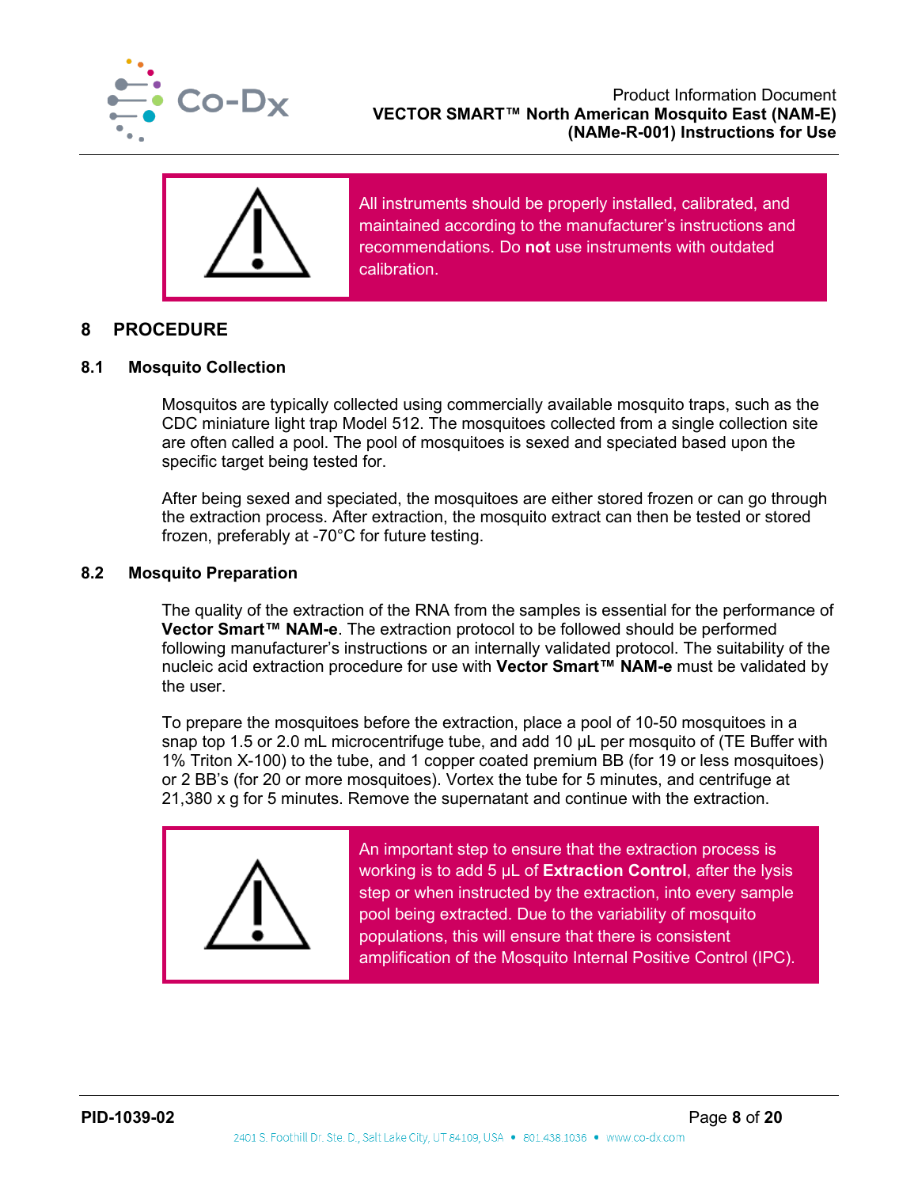All instruments should be properly installed, calibrated, and maintained according to the manufacturer's instructions and recommendations. Do **not** use instruments with outdated calibration.

## 8 PROCEDURE

### 8.1 Mosquito Collection

Mosquitos are typically collected using commercially available mosquito traps, such as the CDC miniature light trap Model 512. The mosquitoes collected from a single collection site are often called a pool. The pool of mosquitoes is sexed and speciated based upon the specific target being tested for.

After being sexed and speciated, the mosquitoes are either stored frozen or can go through the extraction process. After extraction, the mosquito extract can then be tested or stored frozen, preferably at -70°C for future testing.

### 8.2 Mosquito Preparation

The quality of the extraction of the RNA from the samples is essential for the performance of **Vector Smart™ NAM-e**. The extraction protocol to be followed should be performed following manufacturer's instructions or an internally validated protocol. The suitability of the nucleic acid extraction procedure for use with **Vector Smart™ NAM-e** must be validated by the user.

To prepare the mosquitoes before the extraction, place a pool of 10-50 mosquitoes in a snap top 1.5 or 2.0 mL microcentrifuge tube, and add 10 µL per mosquito of (TE Buffer with 1% Triton X-100) to the tube, and 1 copper coated premium BB (for 19 or less mosquitoes) or 2 BB's (for 20 or more mosquitoes). Vortex the tube for 5 minutes, and centrifuge at 21,380 x g for 5 minutes. Remove the supernatant and continue with the extraction.

An important step to ensure that the extraction process is working is to add 5 µL of **Extraction Control**, after the lysis step or when instructed by the extraction, into every sample pool being extracted. Due to the variability of mosquito populations, this will ensure that there is consistent amplification of the Mosquito Internal Positive Control (IPC).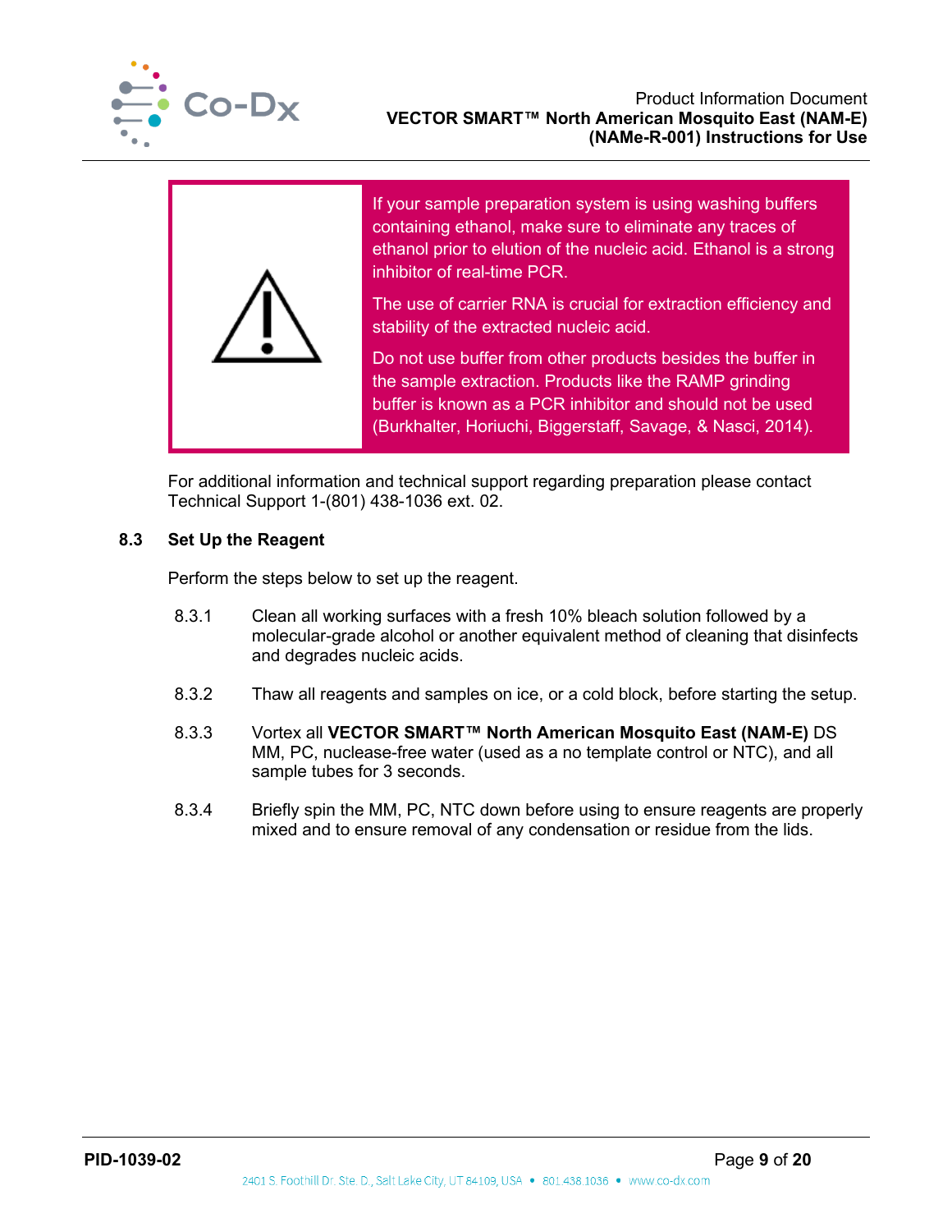> ⚠
>
> If your sample preparation system is using washing buffers containing ethanol, make sure to eliminate any traces of ethanol prior to elution of the nucleic acid. Ethanol is a strong inhibitor of real-time PCR.
>
> The use of carrier RNA is crucial for extraction efficiency and stability of the extracted nucleic acid.
>
> Do not use buffer from other products besides the buffer in the sample extraction. Products like the RAMP grinding buffer is known as a PCR inhibitor and should not be used (Burkhalter, Horiuchi, Biggerstaff, Savage, & Nasci, 2014).

For additional information and technical support regarding preparation please contact Technical Support 1-(801) 438-1036 ext. 02.

### 8.3 Set Up the Reagent

Perform the steps below to set up the reagent.

8.3.1 Clean all working surfaces with a fresh 10% bleach solution followed by a molecular-grade alcohol or another equivalent method of cleaning that disinfects and degrades nucleic acids.

8.3.2 Thaw all reagents and samples on ice, or a cold block, before starting the setup.

8.3.3 Vortex all **VECTOR SMART™ North American Mosquito East (NAM-E)** DS MM, PC, nuclease-free water (used as a no template control or NTC), and all sample tubes for 3 seconds.

8.3.4 Briefly spin the MM, PC, NTC down before using to ensure reagents are properly mixed and to ensure removal of any condensation or residue from the lids.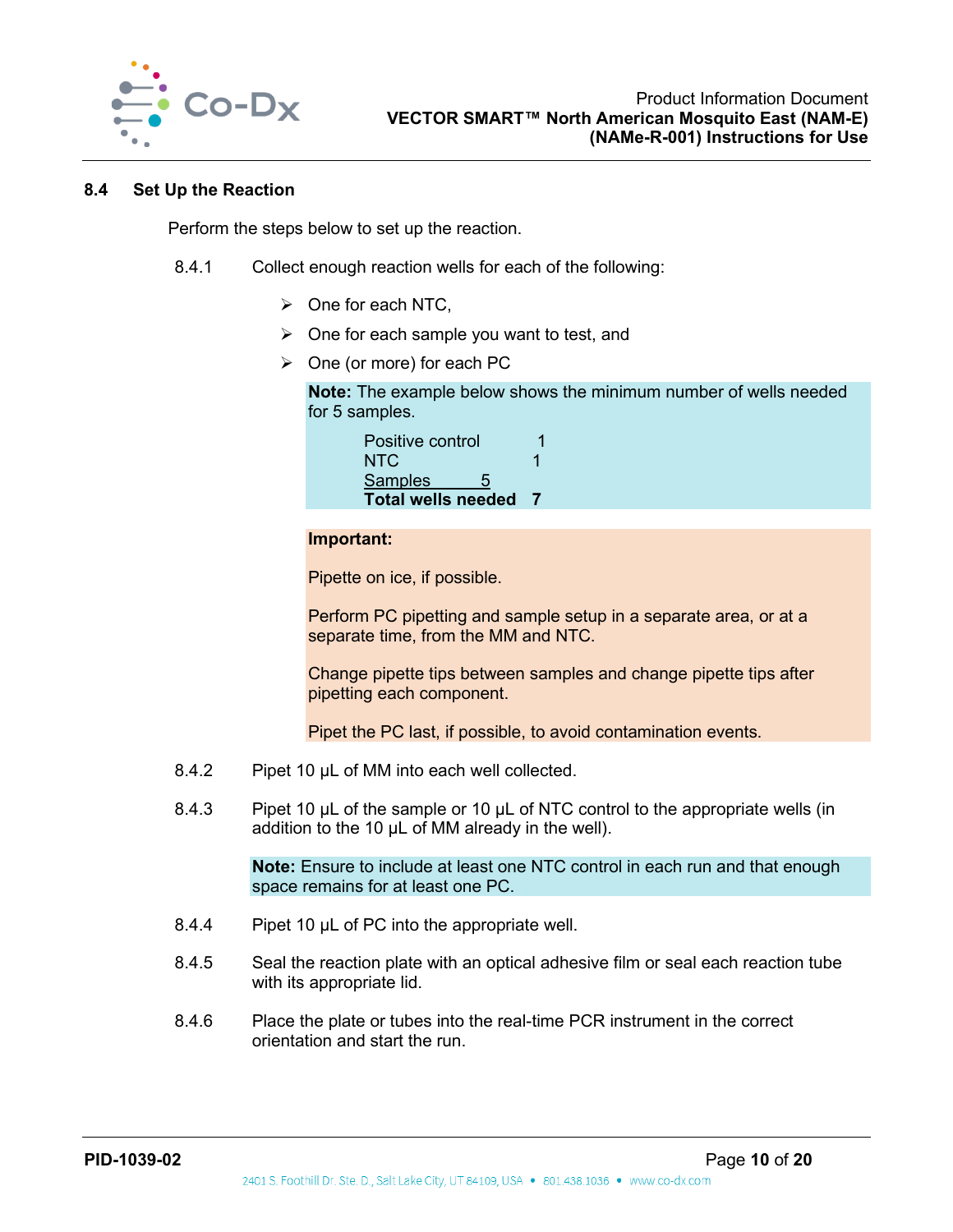## 8.4 Set Up the Reaction

Perform the steps below to set up the reaction.

8.4.1 Collect enough reaction wells for each of the following:

- One for each NTC,
- One for each sample you want to test, and
- One (or more) for each PC

**Note:** The example below shows the minimum number of wells needed for 5 samples.

| | |
|---|---|
| Positive control | 1 |
| NTC | 1 |
| Samples | 5 |
| **Total wells needed** | **7** |

**Important:**

Pipette on ice, if possible.

Perform PC pipetting and sample setup in a separate area, or at a separate time, from the MM and NTC.

Change pipette tips between samples and change pipette tips after pipetting each component.

Pipet the PC last, if possible, to avoid contamination events.

8.4.2 Pipet 10 µL of MM into each well collected.

8.4.3 Pipet 10 µL of the sample or 10 µL of NTC control to the appropriate wells (in addition to the 10 µL of MM already in the well).

**Note:** Ensure to include at least one NTC control in each run and that enough space remains for at least one PC.

8.4.4 Pipet 10 µL of PC into the appropriate well.

8.4.5 Seal the reaction plate with an optical adhesive film or seal each reaction tube with its appropriate lid.

8.4.6 Place the plate or tubes into the real-time PCR instrument in the correct orientation and start the run.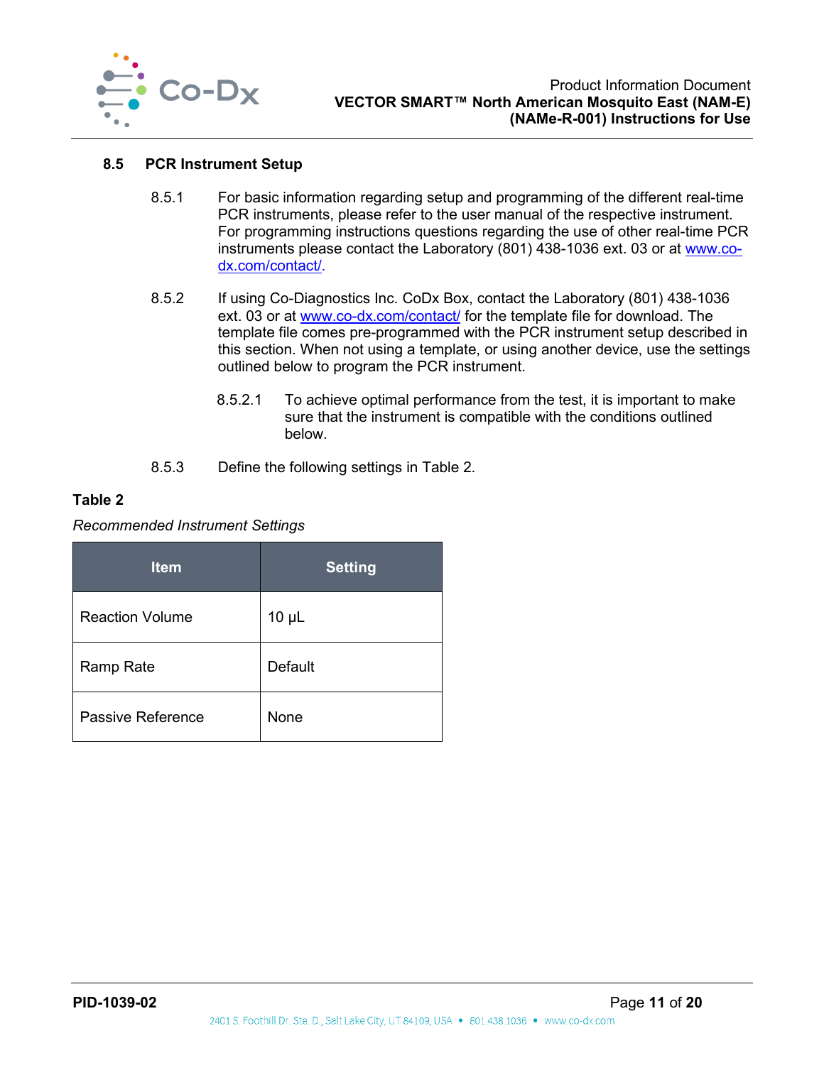### 8.5 PCR Instrument Setup

8.5.1 For basic information regarding setup and programming of the different real-time PCR instruments, please refer to the user manual of the respective instrument. For programming instructions questions regarding the use of other real-time PCR instruments please contact the Laboratory (801) 438-1036 ext. 03 or at [www.co-dx.com/contact/](www.co-dx.com/contact/).

8.5.2 If using Co-Diagnostics Inc. CoDx Box, contact the Laboratory (801) 438-1036 ext. 03 or at [www.co-dx.com/contact/](www.co-dx.com/contact/) for the template file for download. The template file comes pre-programmed with the PCR instrument setup described in this section. When not using a template, or using another device, use the settings outlined below to program the PCR instrument.

8.5.2.1 To achieve optimal performance from the test, it is important to make sure that the instrument is compatible with the conditions outlined below.

8.5.3 Define the following settings in Table 2.

**Table 2**

*Recommended Instrument Settings*

| Item | Setting |
| --- | --- |
| Reaction Volume | 10 µL |
| Ramp Rate | Default |
| Passive Reference | None |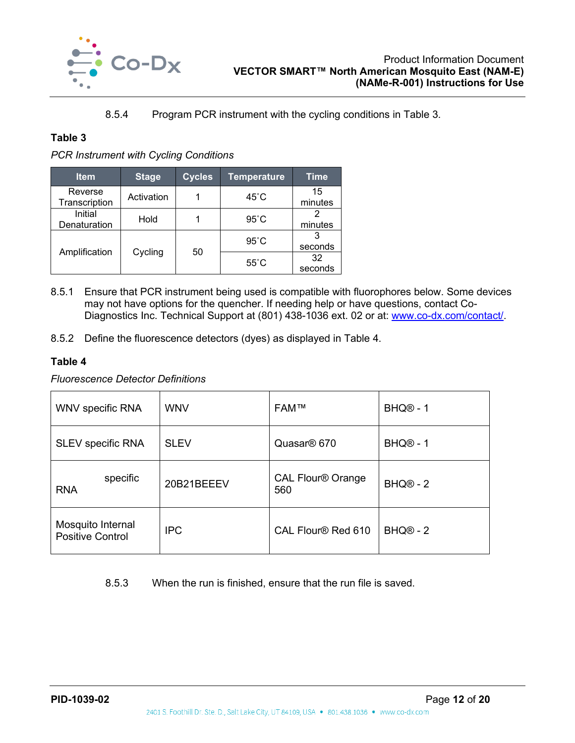8.5.4 Program PCR instrument with the cycling conditions in Table 3.

**Table 3**

*PCR Instrument with Cycling Conditions*

| Item | Stage | Cycles | Temperature | Time |
|---|---|---|---|---|
| Reverse Transcription | Activation | 1 | 45˚C | 15 minutes |
| Initial Denaturation | Hold | 1 | 95˚C | 2 minutes |
| Amplification | Cycling | 50 | 95˚C | 3 seconds |
| | | | 55˚C | 32 seconds |

8.5.1 Ensure that PCR instrument being used is compatible with fluorophores below. Some devices may not have options for the quencher. If needing help or have questions, contact Co-Diagnostics Inc. Technical Support at (801) 438-1036 ext. 02 or at: [www.co-dx.com/contact/](www.co-dx.com/contact/).

8.5.2 Define the fluorescence detectors (dyes) as displayed in Table 4.

**Table 4**

*Fluorescence Detector Definitions*

| | | | |
|---|---|---|---|
| WNV specific RNA | WNV | FAM™ | BHQ® - 1 |
| SLEV specific RNA | SLEV | Quasar® 670 | BHQ® - 1 |
| specific RNA | 20B21BEEEV | CAL Flour® Orange 560 | BHQ® - 2 |
| Mosquito Internal Positive Control | IPC | CAL Flour® Red 610 | BHQ® - 2 |

8.5.3 When the run is finished, ensure that the run file is saved.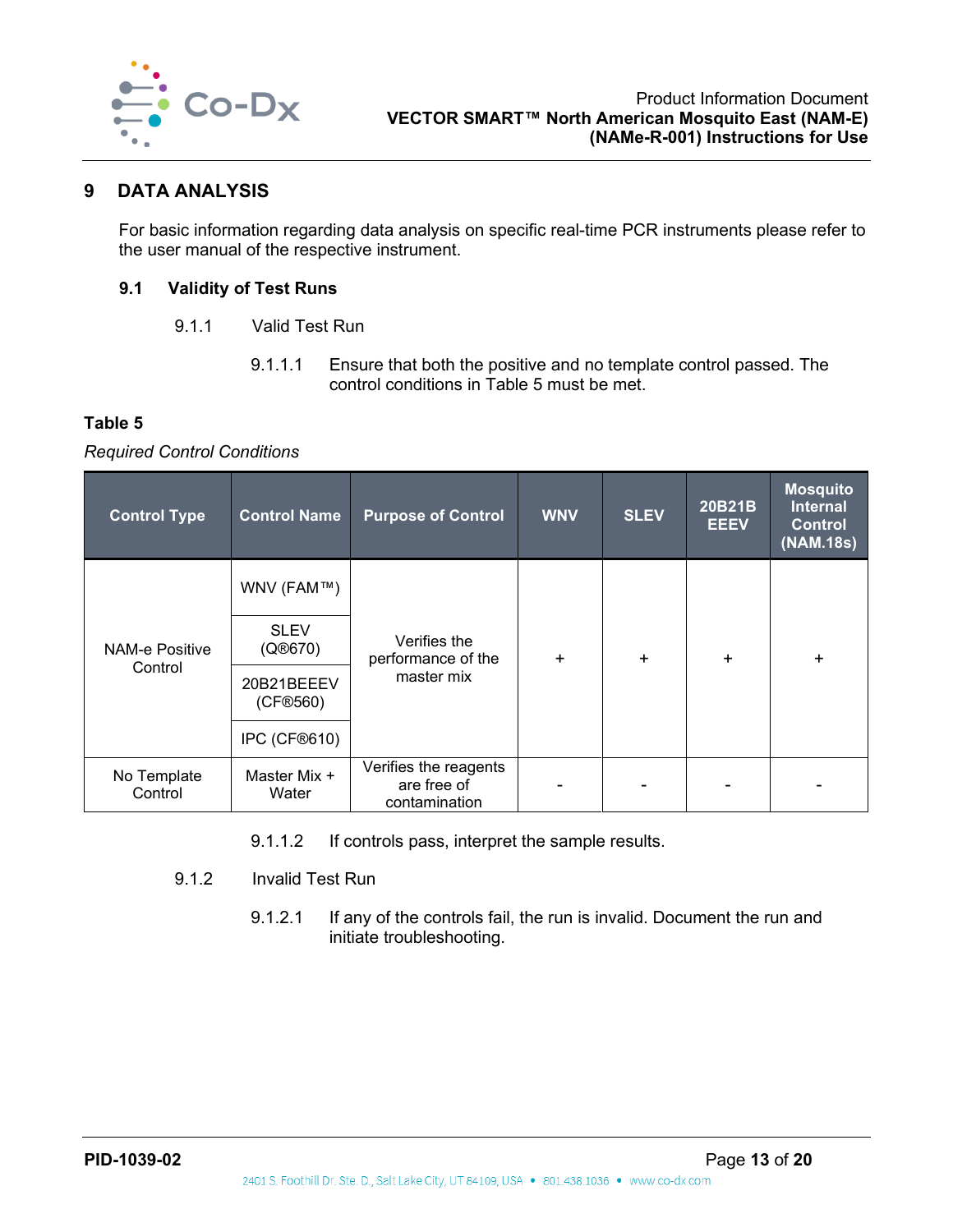## 9 DATA ANALYSIS

For basic information regarding data analysis on specific real-time PCR instruments please refer to the user manual of the respective instrument.

### 9.1 Validity of Test Runs

9.1.1 Valid Test Run

9.1.1.1 Ensure that both the positive and no template control passed. The control conditions in Table 5 must be met.

**Table 5**

*Required Control Conditions*

| Control Type | Control Name | Purpose of Control | WNV | SLEV | 20B21B EEEV | Mosquito Internal Control (NAM.18s) |
|---|---|---|---|---|---|---|
| NAM-e Positive Control | WNV (FAM™) | Verifies the performance of the master mix | + | + | + | + |
| | SLEV (Q®670) | | | | | |
| | 20B21BEEEV (CF®560) | | | | | |
| | IPC (CF®610) | | | | | |
| No Template Control | Master Mix + Water | Verifies the reagents are free of contamination | - | - | - | - |

9.1.1.2 If controls pass, interpret the sample results.

9.1.2 Invalid Test Run

9.1.2.1 If any of the controls fail, the run is invalid. Document the run and initiate troubleshooting.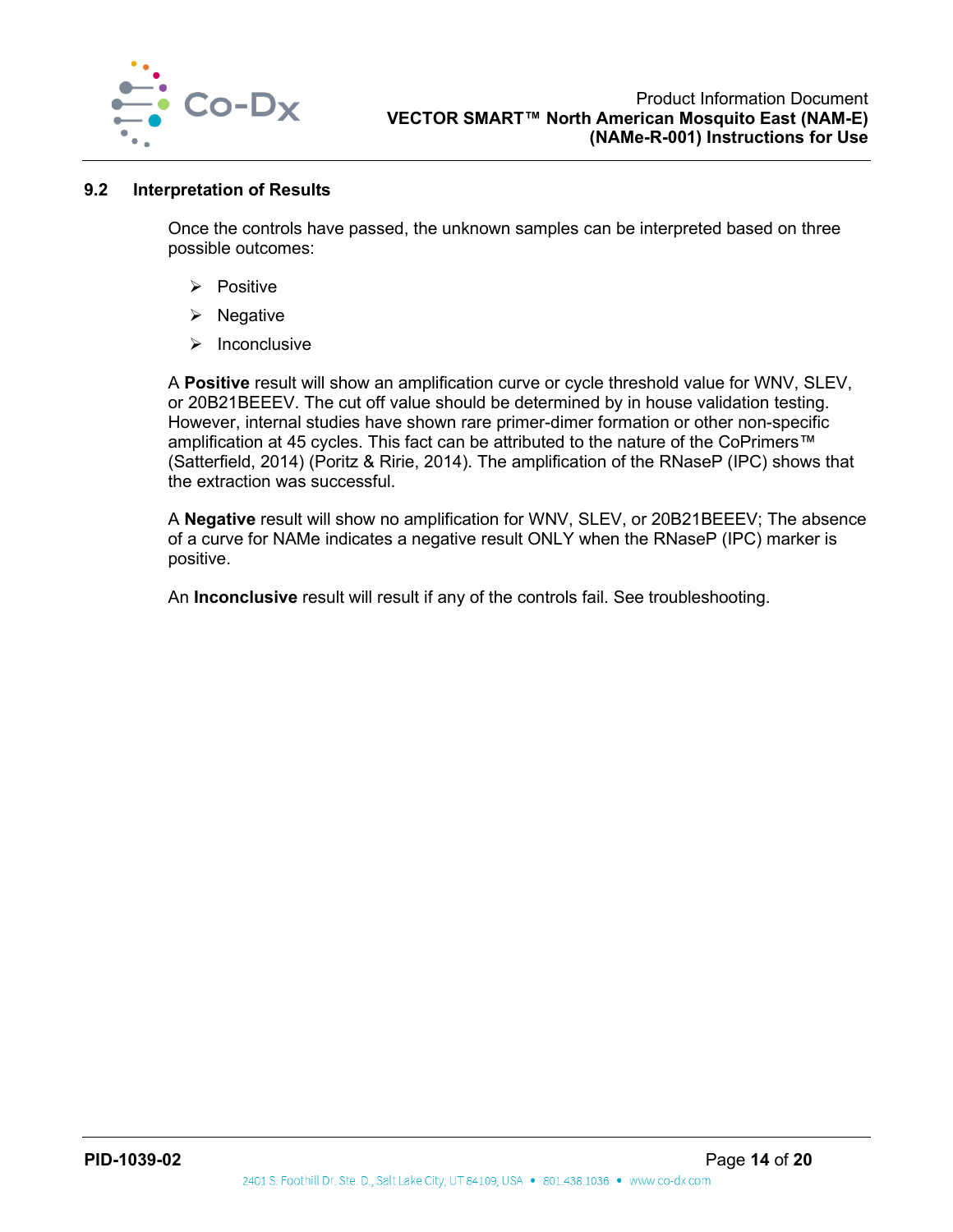### 9.2 Interpretation of Results

Once the controls have passed, the unknown samples can be interpreted based on three possible outcomes:

- Positive
- Negative
- Inconclusive

A **Positive** result will show an amplification curve or cycle threshold value for WNV, SLEV, or 20B21BEEEV. The cut off value should be determined by in house validation testing. However, internal studies have shown rare primer-dimer formation or other non-specific amplification at 45 cycles. This fact can be attributed to the nature of the CoPrimers™ (Satterfield, 2014) (Poritz & Ririe, 2014). The amplification of the RNaseP (IPC) shows that the extraction was successful.

A **Negative** result will show no amplification for WNV, SLEV, or 20B21BEEEV; The absence of a curve for NAMe indicates a negative result ONLY when the RNaseP (IPC) marker is positive.

An **Inconclusive** result will result if any of the controls fail. See troubleshooting.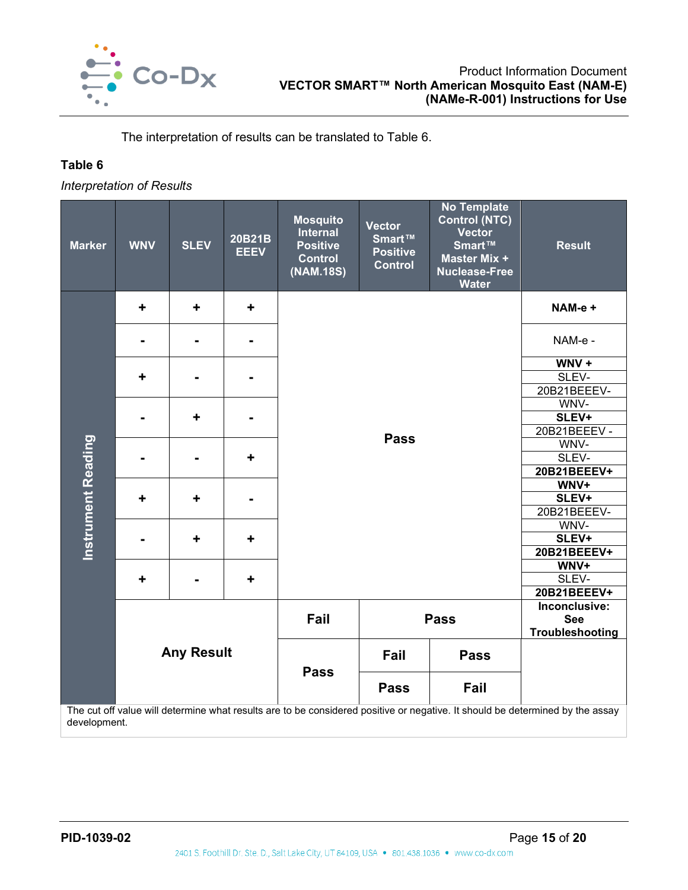The interpretation of results can be translated to Table 6.

**Table 6**

*Interpretation of Results*

| Marker | WNV | SLEV | 20B21B EEEV | Mosquito Internal Positive Control (NAM.18S) | Vector Smart™ Positive Control | No Template Control (NTC) Vector Smart™ Master Mix + Nuclease-Free Water | Result |
|---|---|---|---|---|---|---|---|
| Instrument Reading | + | + | + | Pass | | | **NAM-e +** |
| | - | - | - | Pass | | | NAM-e - |
| | + | - | - | Pass | | | **WNV +** SLEV- 20B21BEEEV- |
| | - | + | - | Pass | | | WNV- **SLEV+** 20B21BEEEV - |
| | - | - | + | Pass | | | WNV- SLEV- **20B21BEEEV+** |
| | + | + | - | Pass | | | **WNV+** **SLEV+** 20B21BEEEV- |
| | - | + | + | Pass | | | WNV- **SLEV+** **20B21BEEEV+** |
| | + | - | + | Pass | | | **WNV+** SLEV- **20B21BEEEV+** |
| | Any Result | | | Fail | Pass | | **Inconclusive: See Troubleshooting** |
| | | | | Pass | Fail | Pass | |
| | | | | | Pass | Fail | |

The cut off value will determine what results are to be considered positive or negative. It should be determined by the assay development.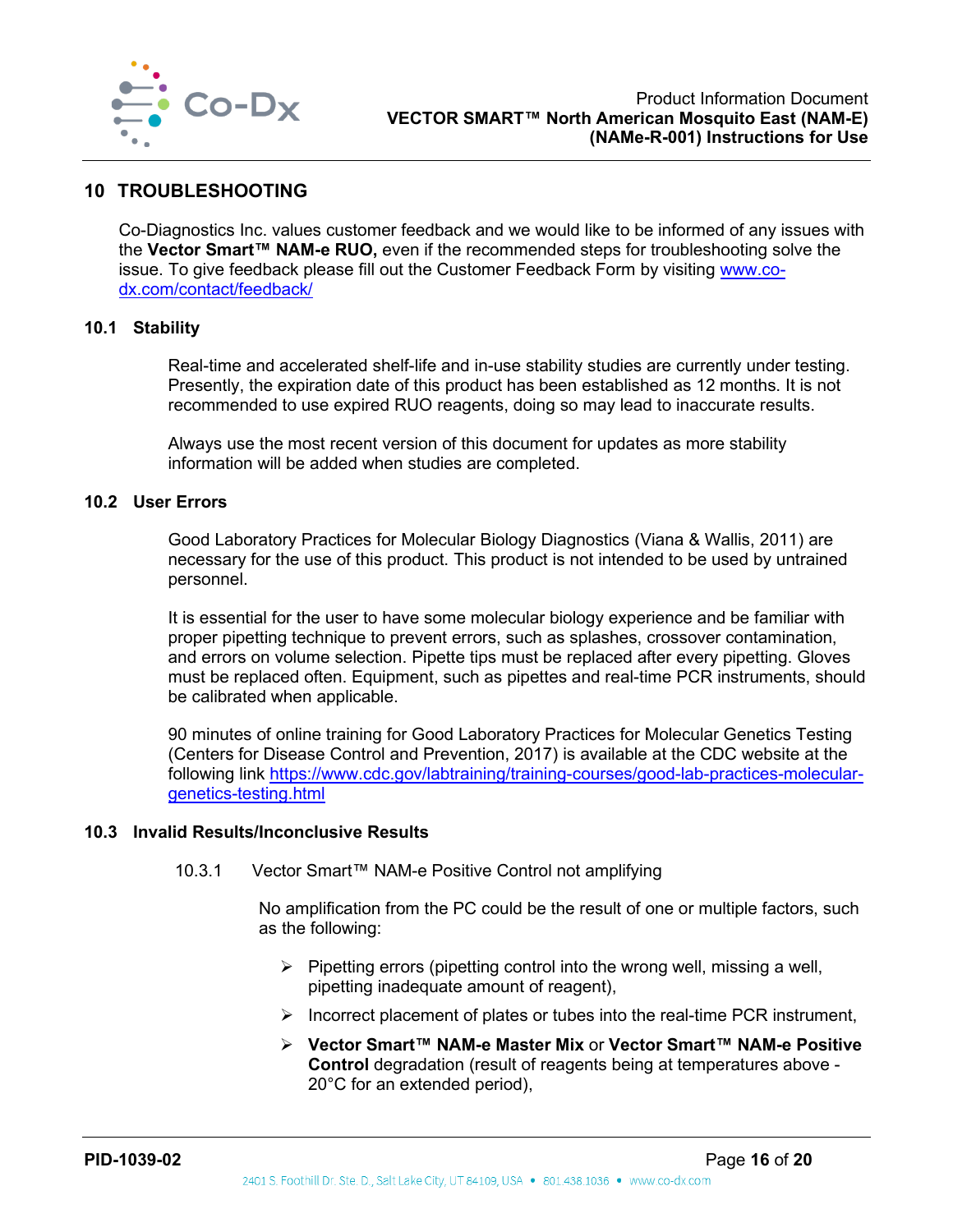# 10 TROUBLESHOOTING

Co-Diagnostics Inc. values customer feedback and we would like to be informed of any issues with the **Vector Smart™ NAM-e RUO,** even if the recommended steps for troubleshooting solve the issue. To give feedback please fill out the Customer Feedback Form by visiting www.co-dx.com/contact/feedback/

## 10.1 Stability

Real-time and accelerated shelf-life and in-use stability studies are currently under testing. Presently, the expiration date of this product has been established as 12 months. It is not recommended to use expired RUO reagents, doing so may lead to inaccurate results.

Always use the most recent version of this document for updates as more stability information will be added when studies are completed.

## 10.2 User Errors

Good Laboratory Practices for Molecular Biology Diagnostics (Viana & Wallis, 2011) are necessary for the use of this product. This product is not intended to be used by untrained personnel.

It is essential for the user to have some molecular biology experience and be familiar with proper pipetting technique to prevent errors, such as splashes, crossover contamination, and errors on volume selection. Pipette tips must be replaced after every pipetting. Gloves must be replaced often. Equipment, such as pipettes and real-time PCR instruments, should be calibrated when applicable.

90 minutes of online training for Good Laboratory Practices for Molecular Genetics Testing (Centers for Disease Control and Prevention, 2017) is available at the CDC website at the following link https://www.cdc.gov/labtraining/training-courses/good-lab-practices-molecular-genetics-testing.html

## 10.3 Invalid Results/Inconclusive Results

### 10.3.1 Vector Smart™ NAM-e Positive Control not amplifying

No amplification from the PC could be the result of one or multiple factors, such as the following:

- Pipetting errors (pipetting control into the wrong well, missing a well, pipetting inadequate amount of reagent),
- Incorrect placement of plates or tubes into the real-time PCR instrument,
- **Vector Smart™ NAM-e Master Mix** or **Vector Smart™ NAM-e Positive Control** degradation (result of reagents being at temperatures above -20°C for an extended period),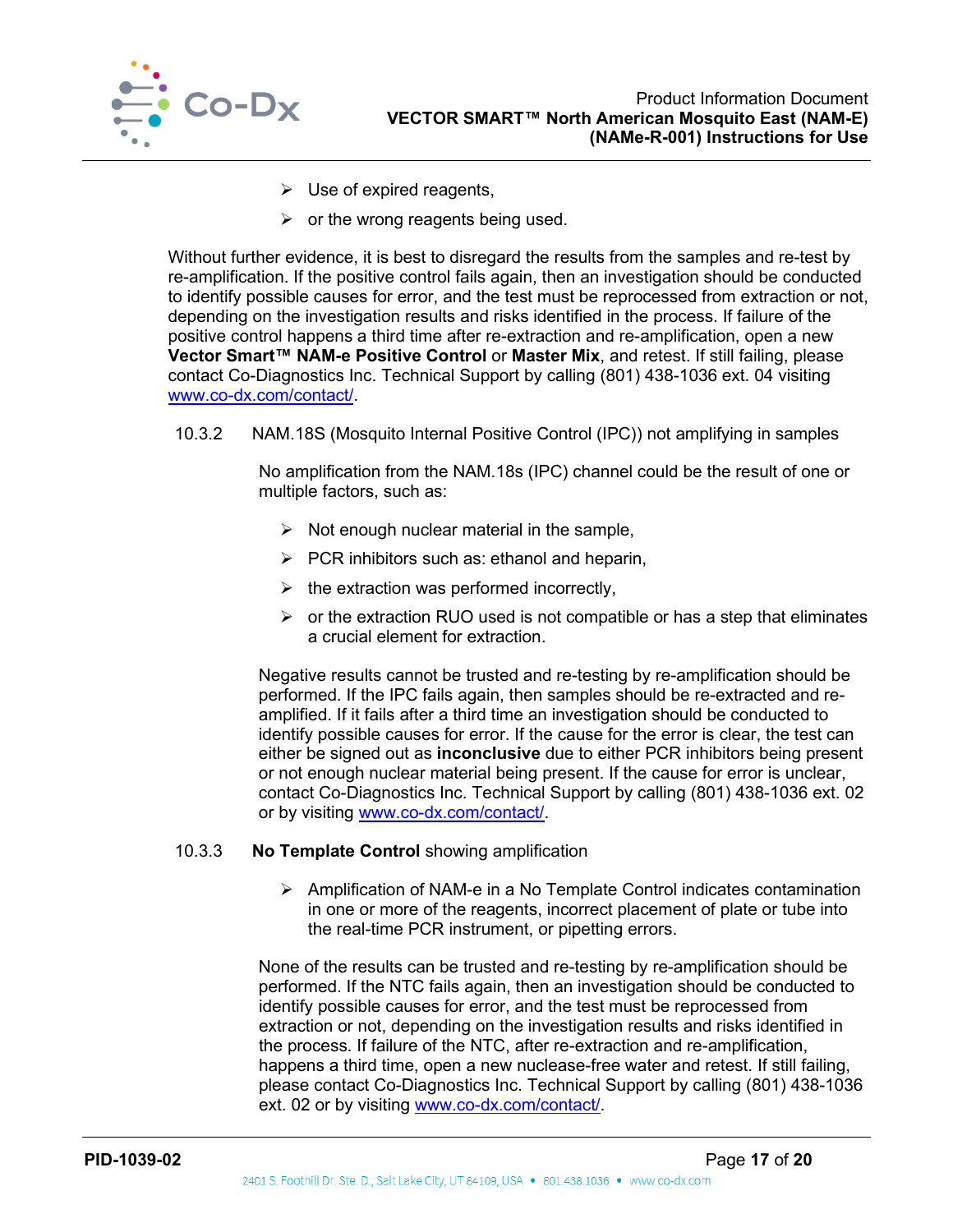- Use of expired reagents,
- or the wrong reagents being used.

Without further evidence, it is best to disregard the results from the samples and re-test by re-amplification. If the positive control fails again, then an investigation should be conducted to identify possible causes for error, and the test must be reprocessed from extraction or not, depending on the investigation results and risks identified in the process. If failure of the positive control happens a third time after re-extraction and re-amplification, open a new **Vector Smart™ NAM-e Positive Control** or **Master Mix**, and retest. If still failing, please contact Co-Diagnostics Inc. Technical Support by calling (801) 438-1036 ext. 04 visiting www.co-dx.com/contact/.

#### 10.3.2 NAM.18S (Mosquito Internal Positive Control (IPC)) not amplifying in samples

No amplification from the NAM.18s (IPC) channel could be the result of one or multiple factors, such as:

- Not enough nuclear material in the sample,
- PCR inhibitors such as: ethanol and heparin,
- the extraction was performed incorrectly,
- or the extraction RUO used is not compatible or has a step that eliminates a crucial element for extraction.

Negative results cannot be trusted and re-testing by re-amplification should be performed. If the IPC fails again, then samples should be re-extracted and re-amplified. If it fails after a third time an investigation should be conducted to identify possible causes for error. If the cause for the error is clear, the test can either be signed out as **inconclusive** due to either PCR inhibitors being present or not enough nuclear material being present. If the cause for error is unclear, contact Co-Diagnostics Inc. Technical Support by calling (801) 438-1036 ext. 02 or by visiting www.co-dx.com/contact/.

#### 10.3.3 **No Template Control** showing amplification

- Amplification of NAM-e in a No Template Control indicates contamination in one or more of the reagents, incorrect placement of plate or tube into the real-time PCR instrument, or pipetting errors.

None of the results can be trusted and re-testing by re-amplification should be performed. If the NTC fails again, then an investigation should be conducted to identify possible causes for error, and the test must be reprocessed from extraction or not, depending on the investigation results and risks identified in the process. If failure of the NTC, after re-extraction and re-amplification, happens a third time, open a new nuclease-free water and retest. If still failing, please contact Co-Diagnostics Inc. Technical Support by calling (801) 438-1036 ext. 02 or by visiting www.co-dx.com/contact/.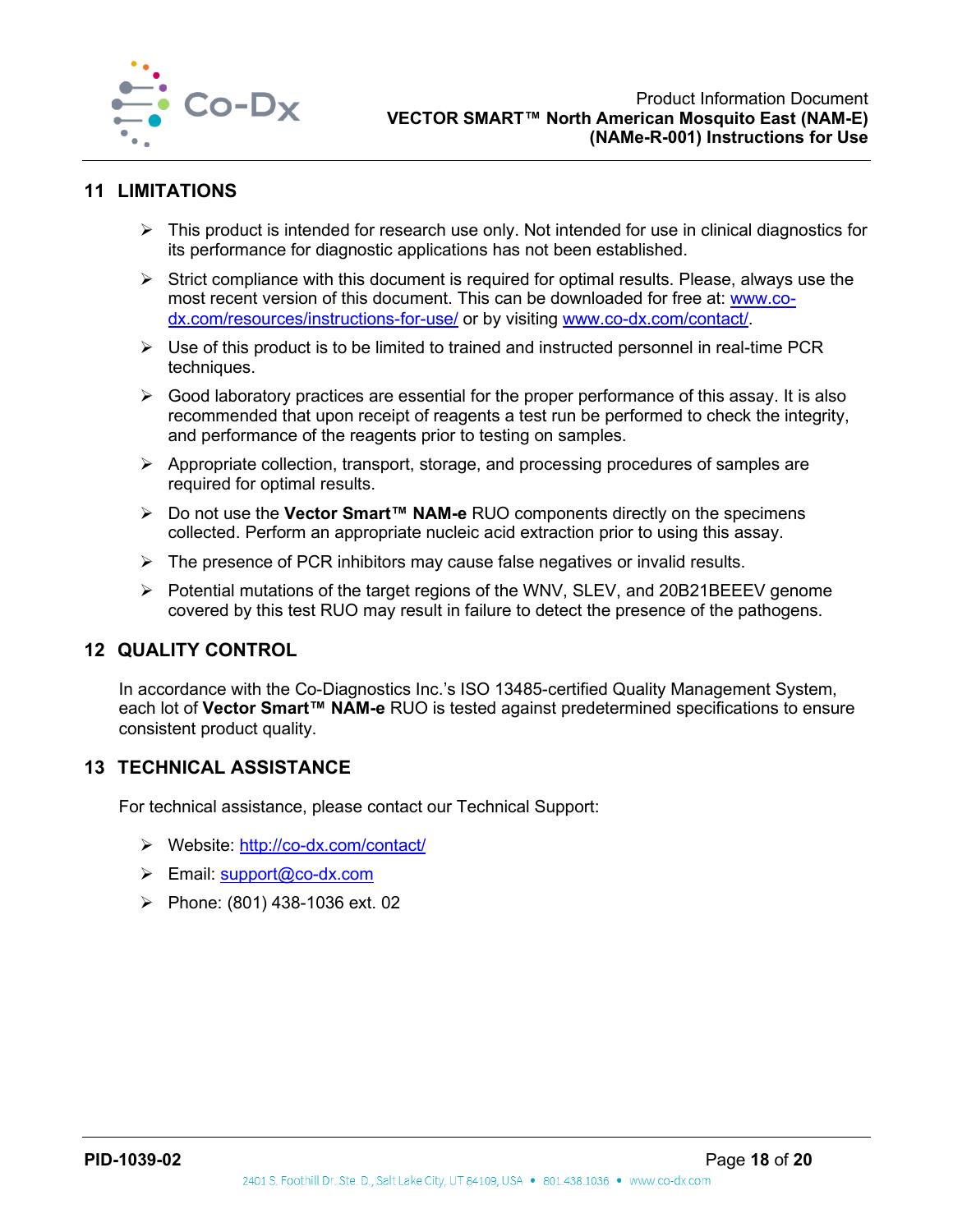## 11 LIMITATIONS

- This product is intended for research use only. Not intended for use in clinical diagnostics for its performance for diagnostic applications has not been established.
- Strict compliance with this document is required for optimal results. Please, always use the most recent version of this document. This can be downloaded for free at: [www.co-dx.com/resources/instructions-for-use/](www.co-dx.com/resources/instructions-for-use/) or by visiting [www.co-dx.com/contact/](www.co-dx.com/contact/).
- Use of this product is to be limited to trained and instructed personnel in real-time PCR techniques.
- Good laboratory practices are essential for the proper performance of this assay. It is also recommended that upon receipt of reagents a test run be performed to check the integrity, and performance of the reagents prior to testing on samples.
- Appropriate collection, transport, storage, and processing procedures of samples are required for optimal results.
- Do not use the **Vector Smart™ NAM-e** RUO components directly on the specimens collected. Perform an appropriate nucleic acid extraction prior to using this assay.
- The presence of PCR inhibitors may cause false negatives or invalid results.
- Potential mutations of the target regions of the WNV, SLEV, and 20B21BEEEV genome covered by this test RUO may result in failure to detect the presence of the pathogens.

## 12 QUALITY CONTROL

In accordance with the Co-Diagnostics Inc.'s ISO 13485-certified Quality Management System, each lot of **Vector Smart™ NAM-e** RUO is tested against predetermined specifications to ensure consistent product quality.

## 13 TECHNICAL ASSISTANCE

For technical assistance, please contact our Technical Support:

- Website: [http://co-dx.com/contact/](http://co-dx.com/contact/)
- Email: [support@co-dx.com](mailto:support@co-dx.com)
- Phone: (801) 438-1036 ext. 02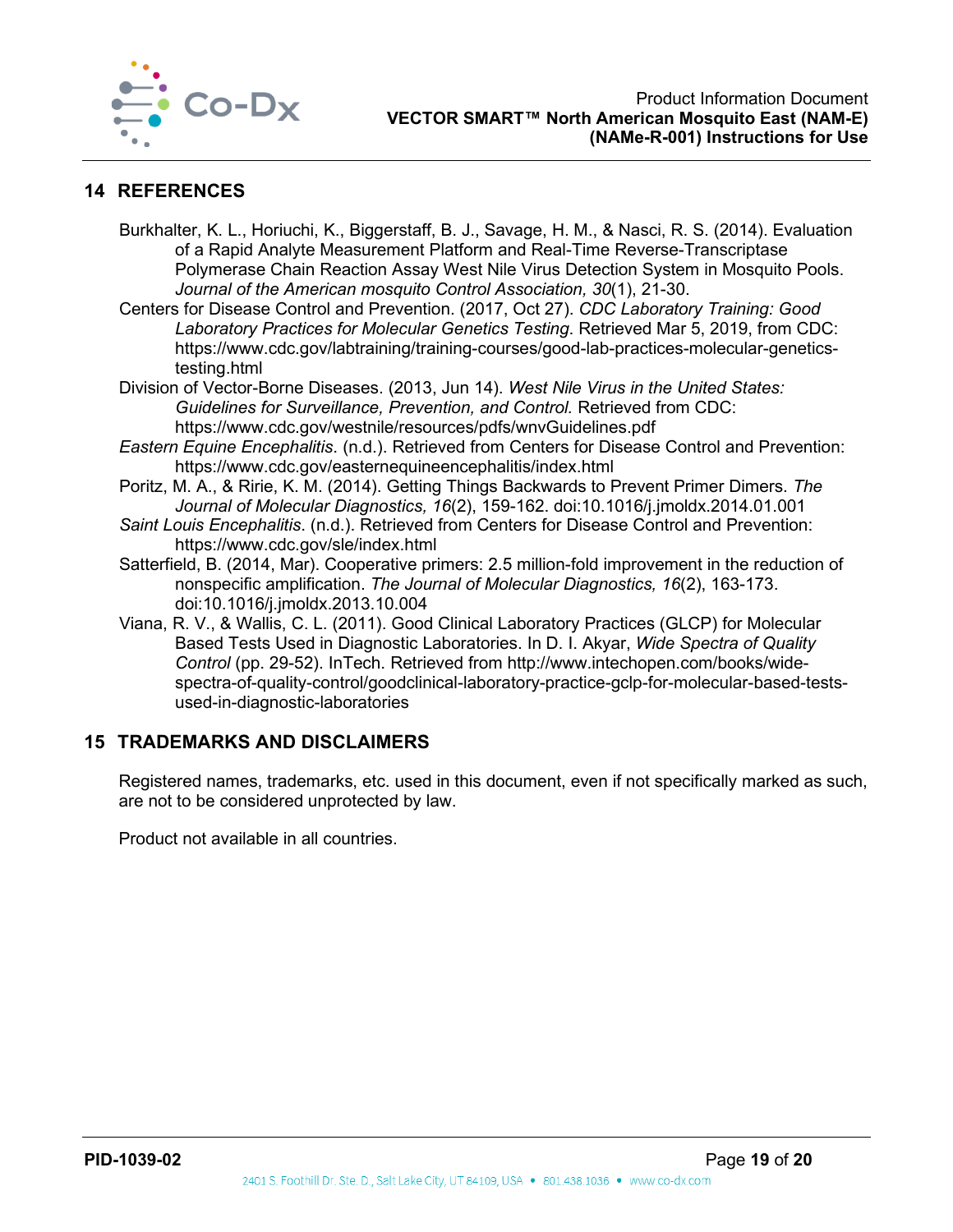## 14 REFERENCES

Burkhalter, K. L., Horiuchi, K., Biggerstaff, B. J., Savage, H. M., & Nasci, R. S. (2014). Evaluation of a Rapid Analyte Measurement Platform and Real-Time Reverse-Transcriptase Polymerase Chain Reaction Assay West Nile Virus Detection System in Mosquito Pools. *Journal of the American mosquito Control Association, 30*(1), 21-30.

Centers for Disease Control and Prevention. (2017, Oct 27). *CDC Laboratory Training: Good Laboratory Practices for Molecular Genetics Testing*. Retrieved Mar 5, 2019, from CDC: https://www.cdc.gov/labtraining/training-courses/good-lab-practices-molecular-genetics-testing.html

Division of Vector-Borne Diseases. (2013, Jun 14). *West Nile Virus in the United States: Guidelines for Surveillance, Prevention, and Control.* Retrieved from CDC: https://www.cdc.gov/westnile/resources/pdfs/wnvGuidelines.pdf

*Eastern Equine Encephalitis*. (n.d.). Retrieved from Centers for Disease Control and Prevention: https://www.cdc.gov/easternequineencephalitis/index.html

Poritz, M. A., & Ririe, K. M. (2014). Getting Things Backwards to Prevent Primer Dimers. *The Journal of Molecular Diagnostics, 16*(2), 159-162. doi:10.1016/j.jmoldx.2014.01.001

*Saint Louis Encephalitis*. (n.d.). Retrieved from Centers for Disease Control and Prevention: https://www.cdc.gov/sle/index.html

Satterfield, B. (2014, Mar). Cooperative primers: 2.5 million-fold improvement in the reduction of nonspecific amplification. *The Journal of Molecular Diagnostics, 16*(2), 163-173. doi:10.1016/j.jmoldx.2013.10.004

Viana, R. V., & Wallis, C. L. (2011). Good Clinical Laboratory Practices (GLCP) for Molecular Based Tests Used in Diagnostic Laboratories. In D. I. Akyar, *Wide Spectra of Quality Control* (pp. 29-52). InTech. Retrieved from http://www.intechopen.com/books/wide-spectra-of-quality-control/goodclinical-laboratory-practice-gclp-for-molecular-based-tests-used-in-diagnostic-laboratories

## 15 TRADEMARKS AND DISCLAIMERS

Registered names, trademarks, etc. used in this document, even if not specifically marked as such, are not to be considered unprotected by law.

Product not available in all countries.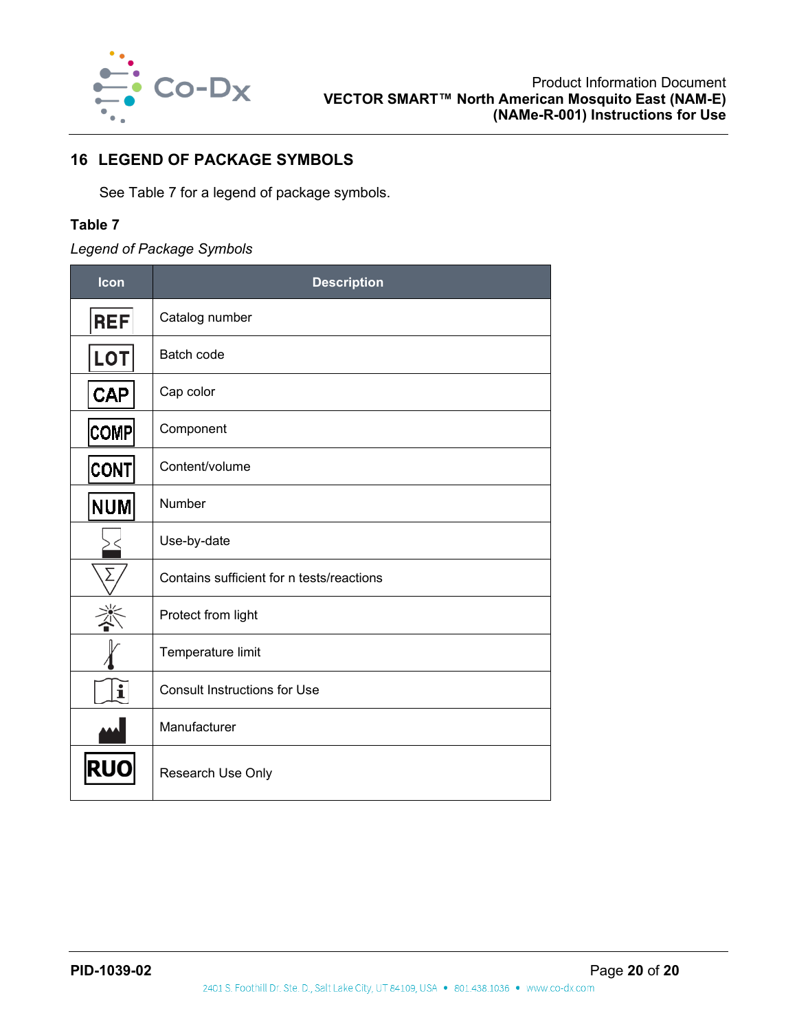## 16 LEGEND OF PACKAGE SYMBOLS

See Table 7 for a legend of package symbols.

**Table 7**

*Legend of Package Symbols*

| Icon | Description |
|---|---|
| REF | Catalog number |
| LOT | Batch code |
| CAP | Cap color |
| COMP | Component |
| CONT | Content/volume |
| NUM | Number |
| | Use-by-date |
| Σ | Contains sufficient for n tests/reactions |
| | Protect from light |
| | Temperature limit |
| i | Consult Instructions for Use |
| | Manufacturer |
| RUO | Research Use Only |